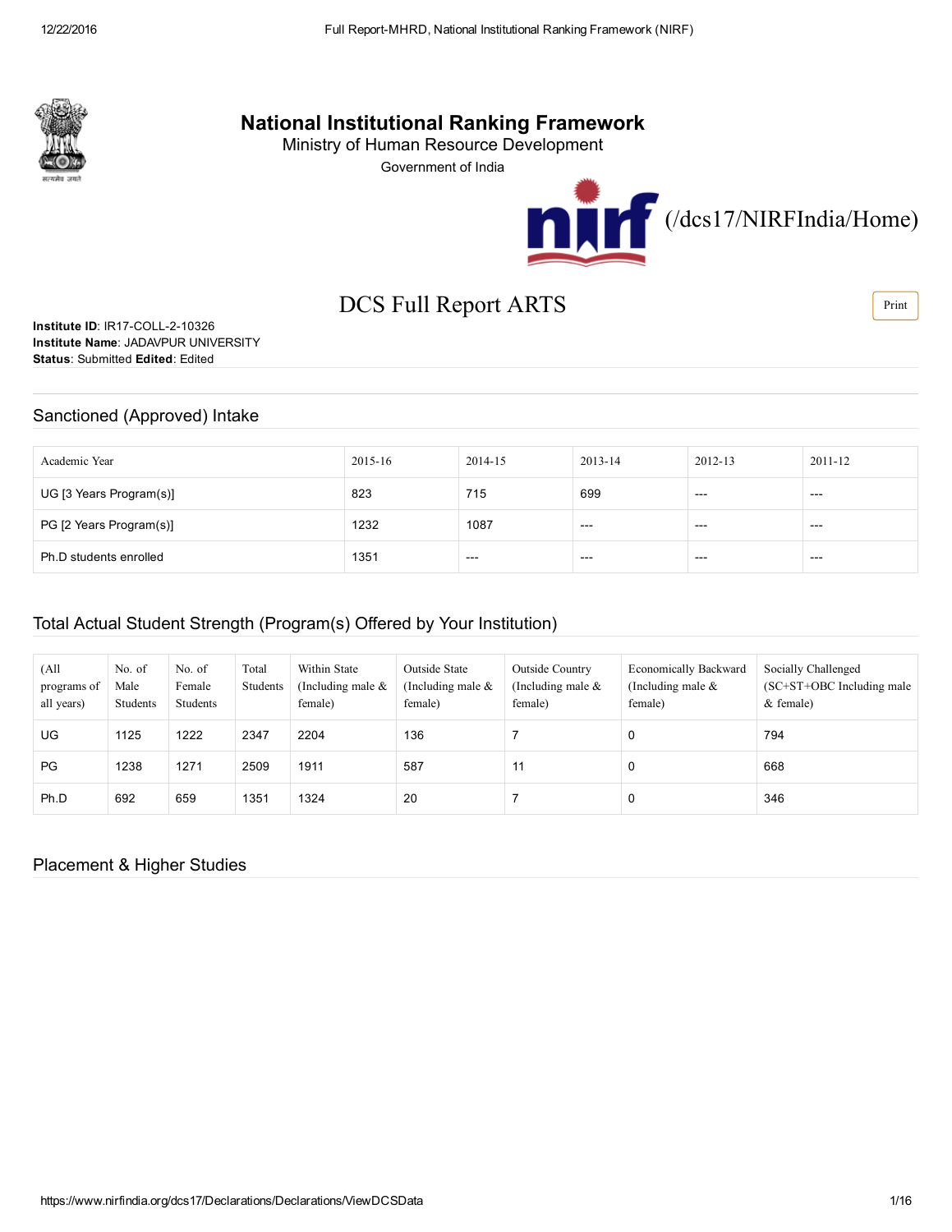# National Institutional Ranking Framework

Ministry of Human Resource Development

Government of India

(/dcs17/NIRFIndia/Home)

## DCS Full Report ARTS

**Institute ID**: IR17-COLL-2-10326
**Institute Name**: JADAVPUR UNIVERSITY
**Status**: Submitted **Edited**: Edited

### Sanctioned (Approved) Intake

| Academic Year | 2015-16 | 2014-15 | 2013-14 | 2012-13 | 2011-12 |
|---|---|---|---|---|---|
| UG [3 Years Program(s)] | 823 | 715 | 699 | --- | --- |
| PG [2 Years Program(s)] | 1232 | 1087 | --- | --- | --- |
| Ph.D students enrolled | 1351 | --- | --- | --- | --- |

### Total Actual Student Strength (Program(s) Offered by Your Institution)

| (All programs of all years) | No. of Male Students | No. of Female Students | Total Students | Within State (Including male & female) | Outside State (Including male & female) | Outside Country (Including male & female) | Economically Backward (Including male & female) | Socially Challenged (SC+ST+OBC Including male & female) |
|---|---|---|---|---|---|---|---|---|
| UG | 1125 | 1222 | 2347 | 2204 | 136 | 7 | 0 | 794 |
| PG | 1238 | 1271 | 2509 | 1911 | 587 | 11 | 0 | 668 |
| Ph.D | 692 | 659 | 1351 | 1324 | 20 | 7 | 0 | 346 |

### Placement & Higher Studies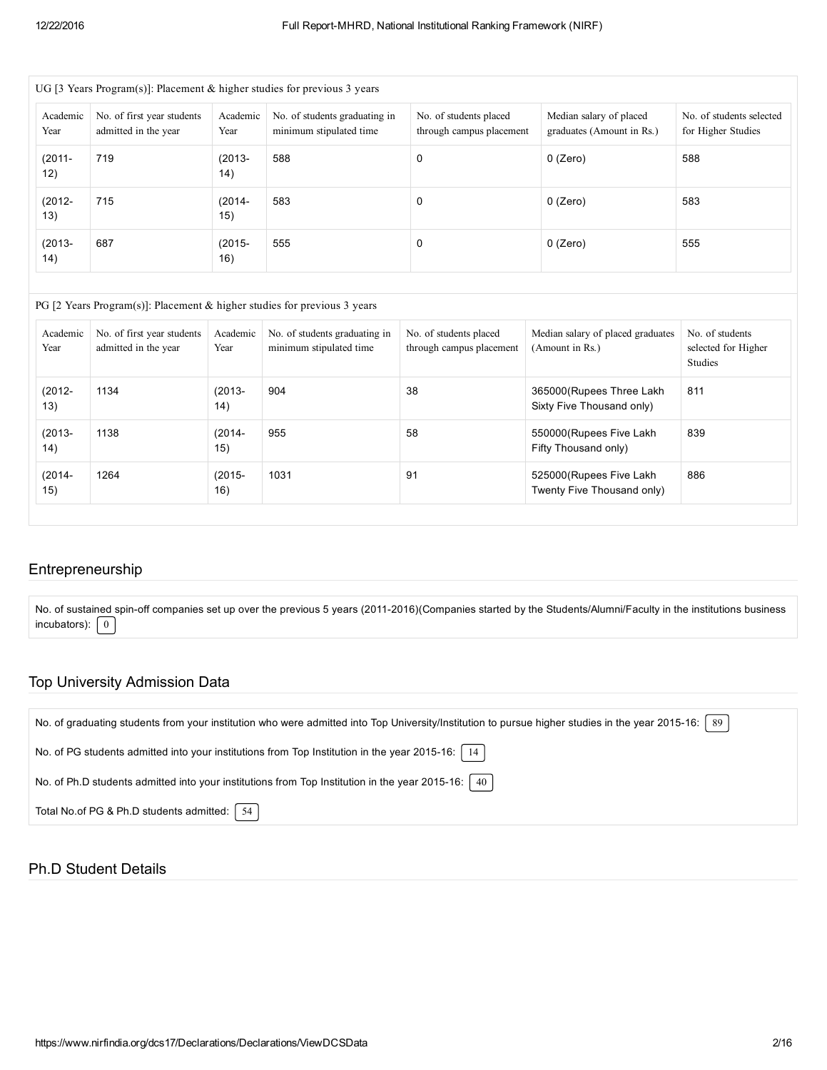UG [3 Years Program(s)]: Placement & higher studies for previous 3 years

| Academic Year | No. of first year students admitted in the year | Academic Year | No. of students graduating in minimum stipulated time | No. of students placed through campus placement | Median salary of placed graduates (Amount in Rs.) | No. of students selected for Higher Studies |
|---|---|---|---|---|---|---|
| (2011-12) | 719 | (2013-14) | 588 | 0 | 0 (Zero) | 588 |
| (2012-13) | 715 | (2014-15) | 583 | 0 | 0 (Zero) | 583 |
| (2013-14) | 687 | (2015-16) | 555 | 0 | 0 (Zero) | 555 |

PG [2 Years Program(s)]: Placement & higher studies for previous 3 years

| Academic Year | No. of first year students admitted in the year | Academic Year | No. of students graduating in minimum stipulated time | No. of students placed through campus placement | Median salary of placed graduates (Amount in Rs.) | No. of students selected for Higher Studies |
|---|---|---|---|---|---|---|
| (2012-13) | 1134 | (2013-14) | 904 | 38 | 365000(Rupees Three Lakh Sixty Five Thousand only) | 811 |
| (2013-14) | 1138 | (2014-15) | 955 | 58 | 550000(Rupees Five Lakh Fifty Thousand only) | 839 |
| (2014-15) | 1264 | (2015-16) | 1031 | 91 | 525000(Rupees Five Lakh Twenty Five Thousand only) | 886 |

## Entrepreneurship

No. of sustained spin-off companies set up over the previous 5 years (2011-2016)(Companies started by the Students/Alumni/Faculty in the institutions business incubators): 0

## Top University Admission Data

No. of graduating students from your institution who were admitted into Top University/Institution to pursue higher studies in the year 2015-16: 89

No. of PG students admitted into your institutions from Top Institution in the year 2015-16: 14

No. of Ph.D students admitted into your institutions from Top Institution in the year 2015-16: 40

Total No.of PG & Ph.D students admitted: 54

## Ph.D Student Details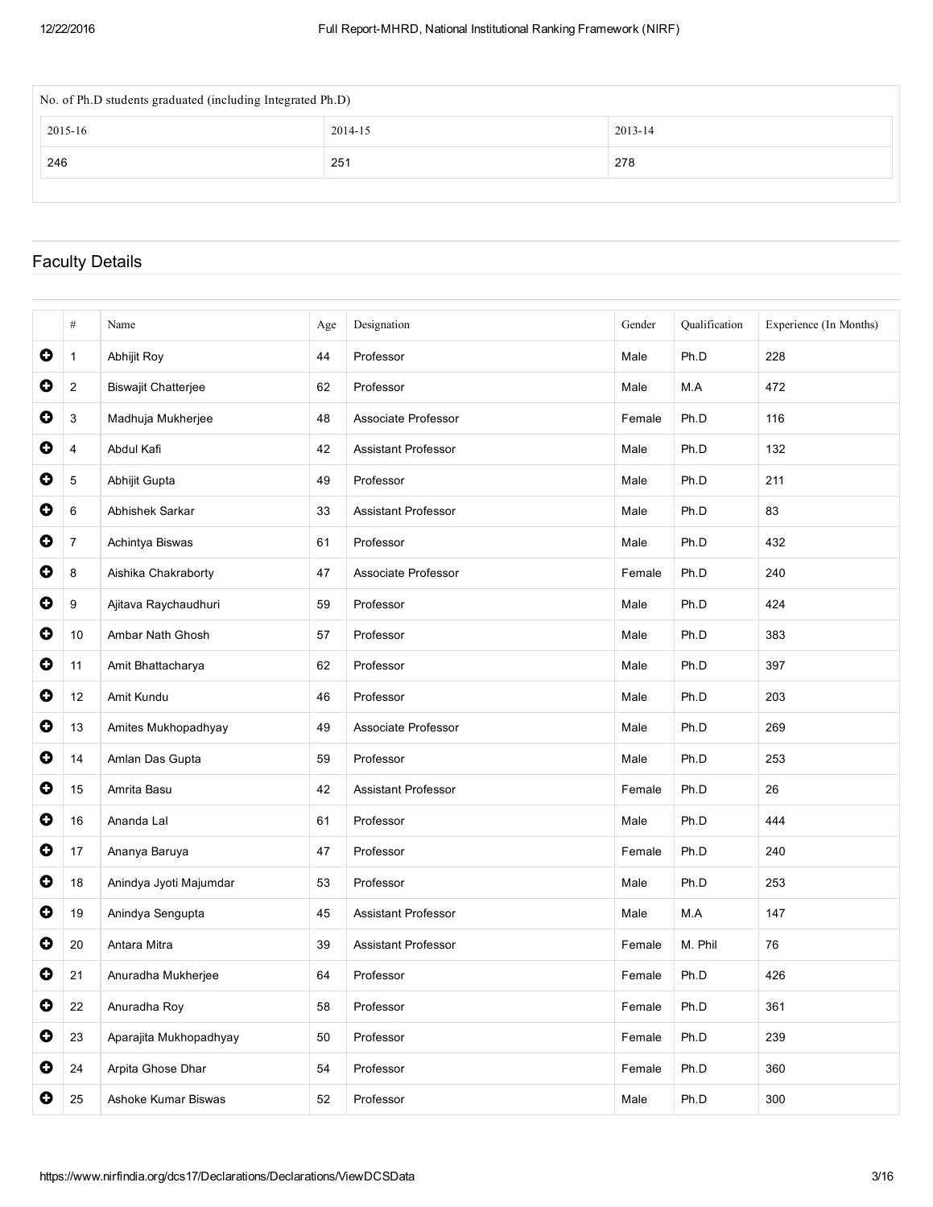| No. of Ph.D students graduated (including Integrated Ph.D) | | |
|---|---|---|
| 2015-16 | 2014-15 | 2013-14 |
| 246 | 251 | 278 |

## Faculty Details

| # | Name | Age | Designation | Gender | Qualification | Experience (In Months) |
|---|---|---|---|---|---|---|
| 1 | Abhijit Roy | 44 | Professor | Male | Ph.D | 228 |
| 2 | Biswajit Chatterjee | 62 | Professor | Male | M.A | 472 |
| 3 | Madhuja Mukherjee | 48 | Associate Professor | Female | Ph.D | 116 |
| 4 | Abdul Kafi | 42 | Assistant Professor | Male | Ph.D | 132 |
| 5 | Abhijit Gupta | 49 | Professor | Male | Ph.D | 211 |
| 6 | Abhishek Sarkar | 33 | Assistant Professor | Male | Ph.D | 83 |
| 7 | Achintya Biswas | 61 | Professor | Male | Ph.D | 432 |
| 8 | Aishika Chakraborty | 47 | Associate Professor | Female | Ph.D | 240 |
| 9 | Ajitava Raychaudhuri | 59 | Professor | Male | Ph.D | 424 |
| 10 | Ambar Nath Ghosh | 57 | Professor | Male | Ph.D | 383 |
| 11 | Amit Bhattacharya | 62 | Professor | Male | Ph.D | 397 |
| 12 | Amit Kundu | 46 | Professor | Male | Ph.D | 203 |
| 13 | Amites Mukhopadhyay | 49 | Associate Professor | Male | Ph.D | 269 |
| 14 | Amlan Das Gupta | 59 | Professor | Male | Ph.D | 253 |
| 15 | Amrita Basu | 42 | Assistant Professor | Female | Ph.D | 26 |
| 16 | Ananda Lal | 61 | Professor | Male | Ph.D | 444 |
| 17 | Ananya Baruya | 47 | Professor | Female | Ph.D | 240 |
| 18 | Anindya Jyoti Majumdar | 53 | Professor | Male | Ph.D | 253 |
| 19 | Anindya Sengupta | 45 | Assistant Professor | Male | M.A | 147 |
| 20 | Antara Mitra | 39 | Assistant Professor | Female | M. Phil | 76 |
| 21 | Anuradha Mukherjee | 64 | Professor | Female | Ph.D | 426 |
| 22 | Anuradha Roy | 58 | Professor | Female | Ph.D | 361 |
| 23 | Aparajita Mukhopadhyay | 50 | Professor | Female | Ph.D | 239 |
| 24 | Arpita Ghose Dhar | 54 | Professor | Female | Ph.D | 360 |
| 25 | Ashoke Kumar Biswas | 52 | Professor | Male | Ph.D | 300 |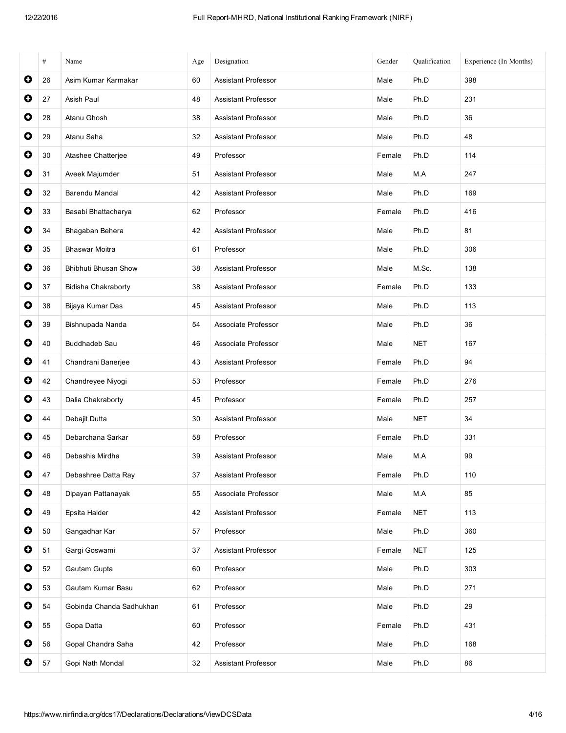| | # | Name | Age | Designation | Gender | Qualification | Experience (In Months) |
|---|---|---|---|---|---|---|---|
| ⊕ | 26 | Asim Kumar Karmakar | 60 | Assistant Professor | Male | Ph.D | 398 |
| ⊕ | 27 | Asish Paul | 48 | Assistant Professor | Male | Ph.D | 231 |
| ⊕ | 28 | Atanu Ghosh | 38 | Assistant Professor | Male | Ph.D | 36 |
| ⊕ | 29 | Atanu Saha | 32 | Assistant Professor | Male | Ph.D | 48 |
| ⊕ | 30 | Atashee Chatterjee | 49 | Professor | Female | Ph.D | 114 |
| ⊕ | 31 | Aveek Majumder | 51 | Assistant Professor | Male | M.A | 247 |
| ⊕ | 32 | Barendu Mandal | 42 | Assistant Professor | Male | Ph.D | 169 |
| ⊕ | 33 | Basabi Bhattacharya | 62 | Professor | Female | Ph.D | 416 |
| ⊕ | 34 | Bhagaban Behera | 42 | Assistant Professor | Male | Ph.D | 81 |
| ⊕ | 35 | Bhaswar Moitra | 61 | Professor | Male | Ph.D | 306 |
| ⊕ | 36 | Bhibhuti Bhusan Show | 38 | Assistant Professor | Male | M.Sc. | 138 |
| ⊕ | 37 | Bidisha Chakraborty | 38 | Assistant Professor | Female | Ph.D | 133 |
| ⊕ | 38 | Bijaya Kumar Das | 45 | Assistant Professor | Male | Ph.D | 113 |
| ⊕ | 39 | Bishnupada Nanda | 54 | Associate Professor | Male | Ph.D | 36 |
| ⊕ | 40 | Buddhadeb Sau | 46 | Associate Professor | Male | NET | 167 |
| ⊕ | 41 | Chandrani Banerjee | 43 | Assistant Professor | Female | Ph.D | 94 |
| ⊕ | 42 | Chandreyee Niyogi | 53 | Professor | Female | Ph.D | 276 |
| ⊕ | 43 | Dalia Chakraborty | 45 | Professor | Female | Ph.D | 257 |
| ⊕ | 44 | Debajit Dutta | 30 | Assistant Professor | Male | NET | 34 |
| ⊕ | 45 | Debarchana Sarkar | 58 | Professor | Female | Ph.D | 331 |
| ⊕ | 46 | Debashis Mirdha | 39 | Assistant Professor | Male | M.A | 99 |
| ⊕ | 47 | Debashree Datta Ray | 37 | Assistant Professor | Female | Ph.D | 110 |
| ⊕ | 48 | Dipayan Pattanayak | 55 | Associate Professor | Male | M.A | 85 |
| ⊕ | 49 | Epsita Halder | 42 | Assistant Professor | Female | NET | 113 |
| ⊕ | 50 | Gangadhar Kar | 57 | Professor | Male | Ph.D | 360 |
| ⊕ | 51 | Gargi Goswami | 37 | Assistant Professor | Female | NET | 125 |
| ⊕ | 52 | Gautam Gupta | 60 | Professor | Male | Ph.D | 303 |
| ⊕ | 53 | Gautam Kumar Basu | 62 | Professor | Male | Ph.D | 271 |
| ⊕ | 54 | Gobinda Chanda Sadhukhan | 61 | Professor | Male | Ph.D | 29 |
| ⊕ | 55 | Gopa Datta | 60 | Professor | Female | Ph.D | 431 |
| ⊕ | 56 | Gopal Chandra Saha | 42 | Professor | Male | Ph.D | 168 |
| ⊕ | 57 | Gopi Nath Mondal | 32 | Assistant Professor | Male | Ph.D | 86 |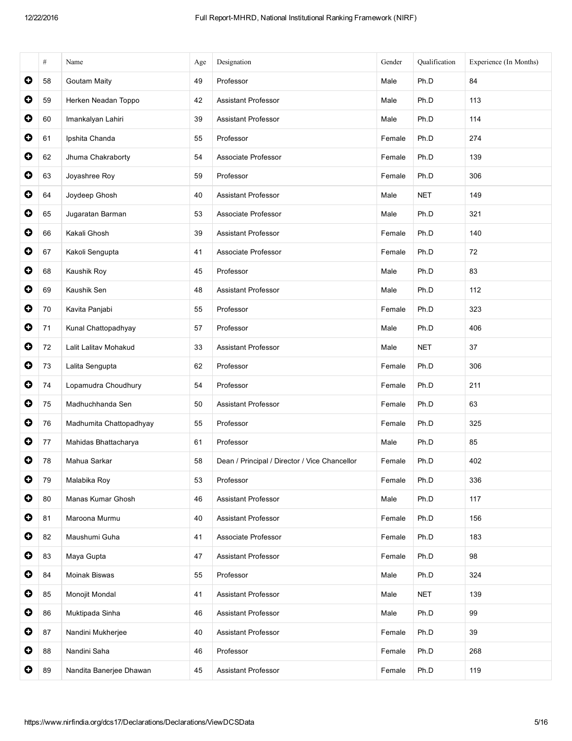| | # | Name | Age | Designation | Gender | Qualification | Experience (In Months) |
|---|---|---|---|---|---|---|---|
| ⊕ | 58 | Goutam Maity | 49 | Professor | Male | Ph.D | 84 |
| ⊕ | 59 | Herken Neadan Toppo | 42 | Assistant Professor | Male | Ph.D | 113 |
| ⊕ | 60 | Imankalyan Lahiri | 39 | Assistant Professor | Male | Ph.D | 114 |
| ⊕ | 61 | Ipshita Chanda | 55 | Professor | Female | Ph.D | 274 |
| ⊕ | 62 | Jhuma Chakraborty | 54 | Associate Professor | Female | Ph.D | 139 |
| ⊕ | 63 | Joyashree Roy | 59 | Professor | Female | Ph.D | 306 |
| ⊕ | 64 | Joydeep Ghosh | 40 | Assistant Professor | Male | NET | 149 |
| ⊕ | 65 | Jugaratan Barman | 53 | Associate Professor | Male | Ph.D | 321 |
| ⊕ | 66 | Kakali Ghosh | 39 | Assistant Professor | Female | Ph.D | 140 |
| ⊕ | 67 | Kakoli Sengupta | 41 | Associate Professor | Female | Ph.D | 72 |
| ⊕ | 68 | Kaushik Roy | 45 | Professor | Male | Ph.D | 83 |
| ⊕ | 69 | Kaushik Sen | 48 | Assistant Professor | Male | Ph.D | 112 |
| ⊕ | 70 | Kavita Panjabi | 55 | Professor | Female | Ph.D | 323 |
| ⊕ | 71 | Kunal Chattopadhyay | 57 | Professor | Male | Ph.D | 406 |
| ⊕ | 72 | Lalit Lalitav Mohakud | 33 | Assistant Professor | Male | NET | 37 |
| ⊕ | 73 | Lalita Sengupta | 62 | Professor | Female | Ph.D | 306 |
| ⊕ | 74 | Lopamudra Choudhury | 54 | Professor | Female | Ph.D | 211 |
| ⊕ | 75 | Madhuchhanda Sen | 50 | Assistant Professor | Female | Ph.D | 63 |
| ⊕ | 76 | Madhumita Chattopadhyay | 55 | Professor | Female | Ph.D | 325 |
| ⊕ | 77 | Mahidas Bhattacharya | 61 | Professor | Male | Ph.D | 85 |
| ⊕ | 78 | Mahua Sarkar | 58 | Dean / Principal / Director / Vice Chancellor | Female | Ph.D | 402 |
| ⊕ | 79 | Malabika Roy | 53 | Professor | Female | Ph.D | 336 |
| ⊕ | 80 | Manas Kumar Ghosh | 46 | Assistant Professor | Male | Ph.D | 117 |
| ⊕ | 81 | Maroona Murmu | 40 | Assistant Professor | Female | Ph.D | 156 |
| ⊕ | 82 | Maushumi Guha | 41 | Associate Professor | Female | Ph.D | 183 |
| ⊕ | 83 | Maya Gupta | 47 | Assistant Professor | Female | Ph.D | 98 |
| ⊕ | 84 | Moinak Biswas | 55 | Professor | Male | Ph.D | 324 |
| ⊕ | 85 | Monojit Mondal | 41 | Assistant Professor | Male | NET | 139 |
| ⊕ | 86 | Muktipada Sinha | 46 | Assistant Professor | Male | Ph.D | 99 |
| ⊕ | 87 | Nandini Mukherjee | 40 | Assistant Professor | Female | Ph.D | 39 |
| ⊕ | 88 | Nandini Saha | 46 | Professor | Female | Ph.D | 268 |
| ⊕ | 89 | Nandita Banerjee Dhawan | 45 | Assistant Professor | Female | Ph.D | 119 |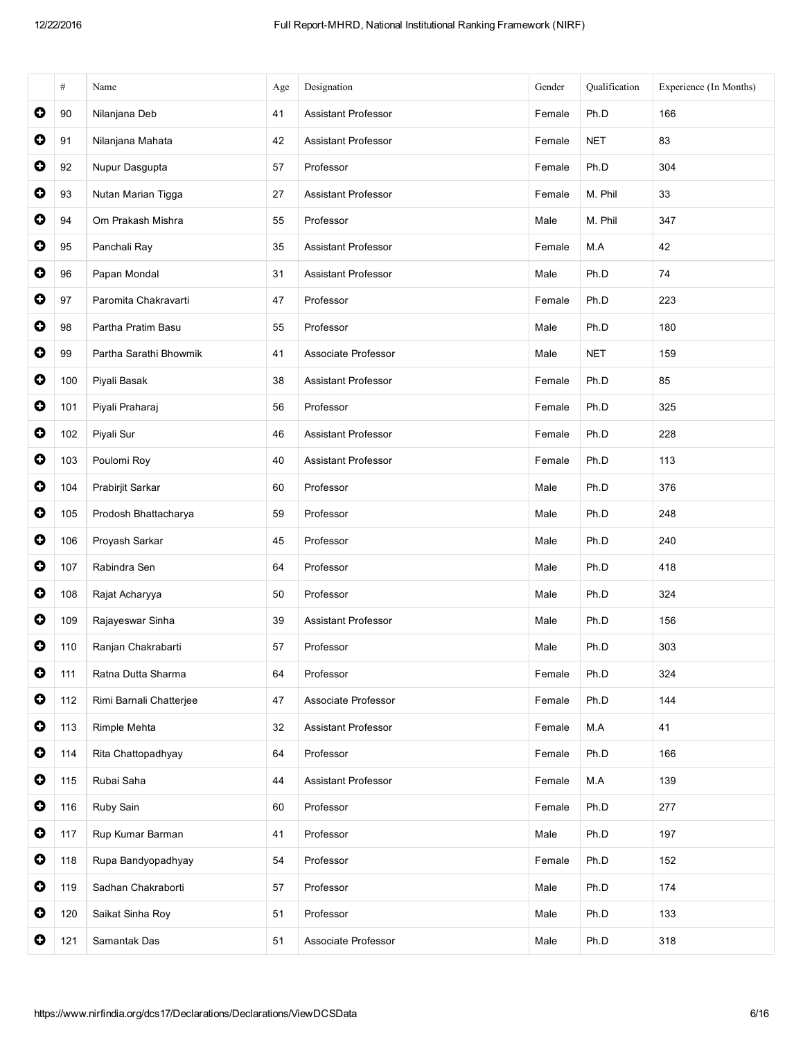| | # | Name | Age | Designation | Gender | Qualification | Experience (In Months) |
|---|---|---|---|---|---|---|---|
| ➕ | 90 | Nilanjana Deb | 41 | Assistant Professor | Female | Ph.D | 166 |
| ➕ | 91 | Nilanjana Mahata | 42 | Assistant Professor | Female | NET | 83 |
| ➕ | 92 | Nupur Dasgupta | 57 | Professor | Female | Ph.D | 304 |
| ➕ | 93 | Nutan Marian Tigga | 27 | Assistant Professor | Female | M. Phil | 33 |
| ➕ | 94 | Om Prakash Mishra | 55 | Professor | Male | M. Phil | 347 |
| ➕ | 95 | Panchali Ray | 35 | Assistant Professor | Female | M.A | 42 |
| ➕ | 96 | Papan Mondal | 31 | Assistant Professor | Male | Ph.D | 74 |
| ➕ | 97 | Paromita Chakravarti | 47 | Professor | Female | Ph.D | 223 |
| ➕ | 98 | Partha Pratim Basu | 55 | Professor | Male | Ph.D | 180 |
| ➕ | 99 | Partha Sarathi Bhowmik | 41 | Associate Professor | Male | NET | 159 |
| ➕ | 100 | Piyali Basak | 38 | Assistant Professor | Female | Ph.D | 85 |
| ➕ | 101 | Piyali Praharaj | 56 | Professor | Female | Ph.D | 325 |
| ➕ | 102 | Piyali Sur | 46 | Assistant Professor | Female | Ph.D | 228 |
| ➕ | 103 | Poulomi Roy | 40 | Assistant Professor | Female | Ph.D | 113 |
| ➕ | 104 | Prabirjit Sarkar | 60 | Professor | Male | Ph.D | 376 |
| ➕ | 105 | Prodosh Bhattacharya | 59 | Professor | Male | Ph.D | 248 |
| ➕ | 106 | Proyash Sarkar | 45 | Professor | Male | Ph.D | 240 |
| ➕ | 107 | Rabindra Sen | 64 | Professor | Male | Ph.D | 418 |
| ➕ | 108 | Rajat Acharyya | 50 | Professor | Male | Ph.D | 324 |
| ➕ | 109 | Rajayeswar Sinha | 39 | Assistant Professor | Male | Ph.D | 156 |
| ➕ | 110 | Ranjan Chakrabarti | 57 | Professor | Male | Ph.D | 303 |
| ➕ | 111 | Ratna Dutta Sharma | 64 | Professor | Female | Ph.D | 324 |
| ➕ | 112 | Rimi Barnali Chatterjee | 47 | Associate Professor | Female | Ph.D | 144 |
| ➕ | 113 | Rimple Mehta | 32 | Assistant Professor | Female | M.A | 41 |
| ➕ | 114 | Rita Chattopadhyay | 64 | Professor | Female | Ph.D | 166 |
| ➕ | 115 | Rubai Saha | 44 | Assistant Professor | Female | M.A | 139 |
| ➕ | 116 | Ruby Sain | 60 | Professor | Female | Ph.D | 277 |
| ➕ | 117 | Rup Kumar Barman | 41 | Professor | Male | Ph.D | 197 |
| ➕ | 118 | Rupa Bandyopadhyay | 54 | Professor | Female | Ph.D | 152 |
| ➕ | 119 | Sadhan Chakraborti | 57 | Professor | Male | Ph.D | 174 |
| ➕ | 120 | Saikat Sinha Roy | 51 | Professor | Male | Ph.D | 133 |
| ➕ | 121 | Samantak Das | 51 | Associate Professor | Male | Ph.D | 318 |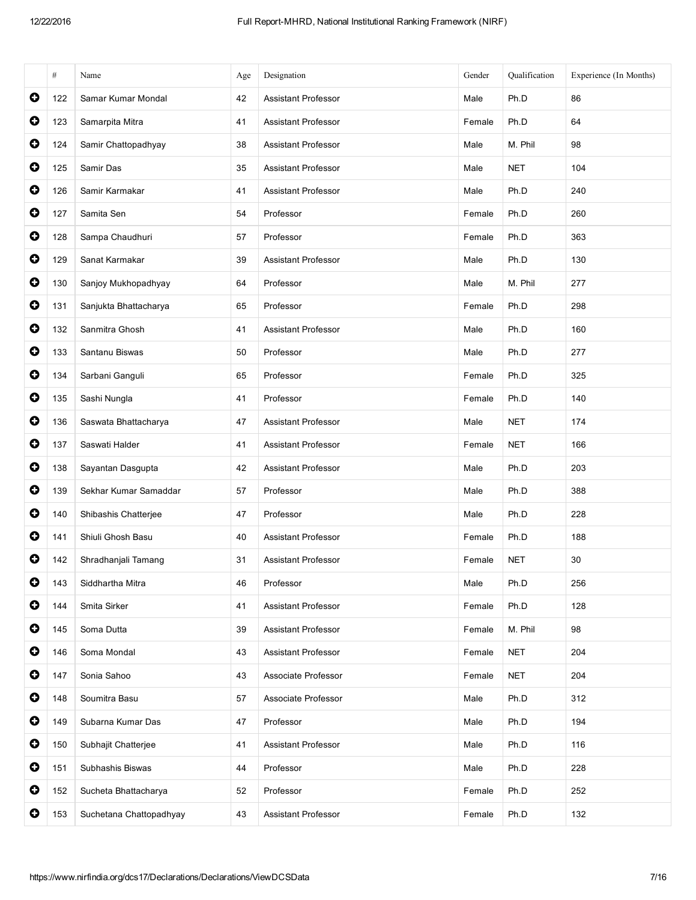| | # | Name | Age | Designation | Gender | Qualification | Experience (In Months) |
|---|---|---|---|---|---|---|---|
| ➕ | 122 | Samar Kumar Mondal | 42 | Assistant Professor | Male | Ph.D | 86 |
| ➕ | 123 | Samarpita Mitra | 41 | Assistant Professor | Female | Ph.D | 64 |
| ➕ | 124 | Samir Chattopadhyay | 38 | Assistant Professor | Male | M. Phil | 98 |
| ➕ | 125 | Samir Das | 35 | Assistant Professor | Male | NET | 104 |
| ➕ | 126 | Samir Karmakar | 41 | Assistant Professor | Male | Ph.D | 240 |
| ➕ | 127 | Samita Sen | 54 | Professor | Female | Ph.D | 260 |
| ➕ | 128 | Sampa Chaudhuri | 57 | Professor | Female | Ph.D | 363 |
| ➕ | 129 | Sanat Karmakar | 39 | Assistant Professor | Male | Ph.D | 130 |
| ➕ | 130 | Sanjoy Mukhopadhyay | 64 | Professor | Male | M. Phil | 277 |
| ➕ | 131 | Sanjukta Bhattacharya | 65 | Professor | Female | Ph.D | 298 |
| ➕ | 132 | Sanmitra Ghosh | 41 | Assistant Professor | Male | Ph.D | 160 |
| ➕ | 133 | Santanu Biswas | 50 | Professor | Male | Ph.D | 277 |
| ➕ | 134 | Sarbani Ganguli | 65 | Professor | Female | Ph.D | 325 |
| ➕ | 135 | Sashi Nungla | 41 | Professor | Female | Ph.D | 140 |
| ➕ | 136 | Saswata Bhattacharya | 47 | Assistant Professor | Male | NET | 174 |
| ➕ | 137 | Saswati Halder | 41 | Assistant Professor | Female | NET | 166 |
| ➕ | 138 | Sayantan Dasgupta | 42 | Assistant Professor | Male | Ph.D | 203 |
| ➕ | 139 | Sekhar Kumar Samaddar | 57 | Professor | Male | Ph.D | 388 |
| ➕ | 140 | Shibashis Chatterjee | 47 | Professor | Male | Ph.D | 228 |
| ➕ | 141 | Shiuli Ghosh Basu | 40 | Assistant Professor | Female | Ph.D | 188 |
| ➕ | 142 | Shradhanjali Tamang | 31 | Assistant Professor | Female | NET | 30 |
| ➕ | 143 | Siddhartha Mitra | 46 | Professor | Male | Ph.D | 256 |
| ➕ | 144 | Smita Sirker | 41 | Assistant Professor | Female | Ph.D | 128 |
| ➕ | 145 | Soma Dutta | 39 | Assistant Professor | Female | M. Phil | 98 |
| ➕ | 146 | Soma Mondal | 43 | Assistant Professor | Female | NET | 204 |
| ➕ | 147 | Sonia Sahoo | 43 | Associate Professor | Female | NET | 204 |
| ➕ | 148 | Soumitra Basu | 57 | Associate Professor | Male | Ph.D | 312 |
| ➕ | 149 | Subarna Kumar Das | 47 | Professor | Male | Ph.D | 194 |
| ➕ | 150 | Subhajit Chatterjee | 41 | Assistant Professor | Male | Ph.D | 116 |
| ➕ | 151 | Subhashis Biswas | 44 | Professor | Male | Ph.D | 228 |
| ➕ | 152 | Sucheta Bhattacharya | 52 | Professor | Female | Ph.D | 252 |
| ➕ | 153 | Suchetana Chattopadhyay | 43 | Assistant Professor | Female | Ph.D | 132 |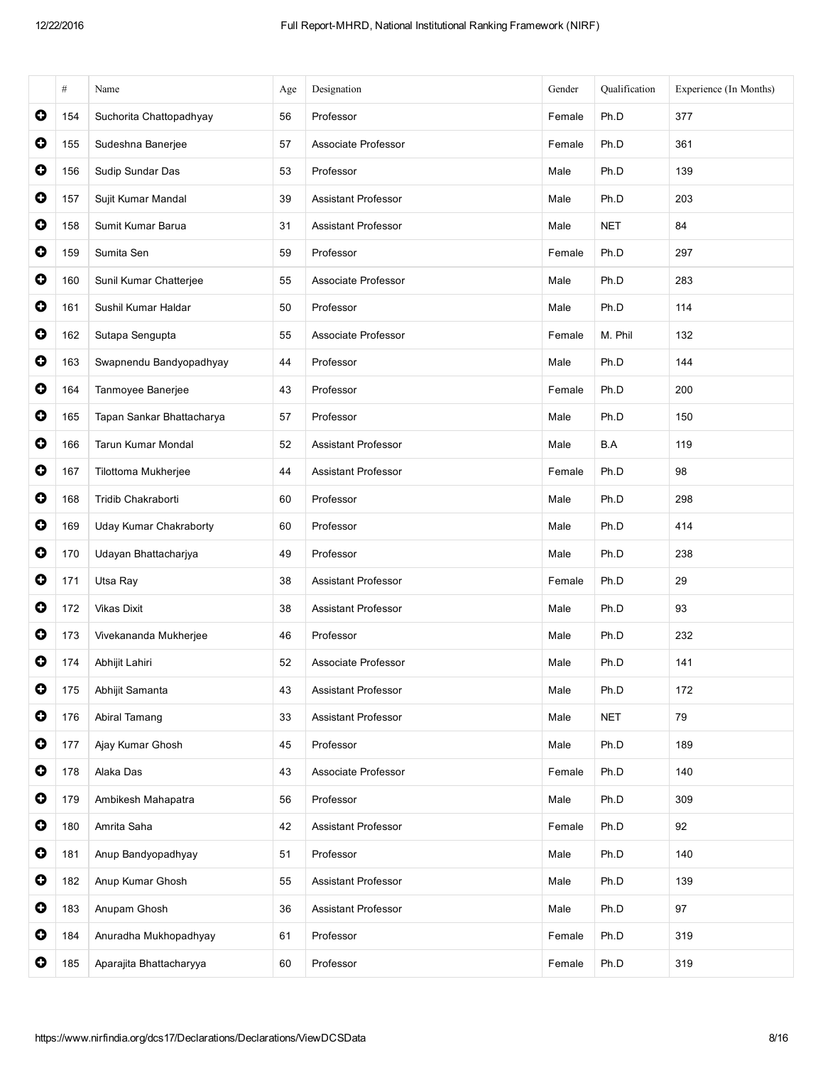| | # | Name | Age | Designation | Gender | Qualification | Experience (In Months) |
|---|---|---|---|---|---|---|---|
| ⊕ | 154 | Suchorita Chattopadhyay | 56 | Professor | Female | Ph.D | 377 |
| ⊕ | 155 | Sudeshna Banerjee | 57 | Associate Professor | Female | Ph.D | 361 |
| ⊕ | 156 | Sudip Sundar Das | 53 | Professor | Male | Ph.D | 139 |
| ⊕ | 157 | Sujit Kumar Mandal | 39 | Assistant Professor | Male | Ph.D | 203 |
| ⊕ | 158 | Sumit Kumar Barua | 31 | Assistant Professor | Male | NET | 84 |
| ⊕ | 159 | Sumita Sen | 59 | Professor | Female | Ph.D | 297 |
| ⊕ | 160 | Sunil Kumar Chatterjee | 55 | Associate Professor | Male | Ph.D | 283 |
| ⊕ | 161 | Sushil Kumar Haldar | 50 | Professor | Male | Ph.D | 114 |
| ⊕ | 162 | Sutapa Sengupta | 55 | Associate Professor | Female | M. Phil | 132 |
| ⊕ | 163 | Swapnendu Bandyopadhyay | 44 | Professor | Male | Ph.D | 144 |
| ⊕ | 164 | Tanmoyee Banerjee | 43 | Professor | Female | Ph.D | 200 |
| ⊕ | 165 | Tapan Sankar Bhattacharya | 57 | Professor | Male | Ph.D | 150 |
| ⊕ | 166 | Tarun Kumar Mondal | 52 | Assistant Professor | Male | B.A | 119 |
| ⊕ | 167 | Tilottoma Mukherjee | 44 | Assistant Professor | Female | Ph.D | 98 |
| ⊕ | 168 | Tridib Chakraborti | 60 | Professor | Male | Ph.D | 298 |
| ⊕ | 169 | Uday Kumar Chakraborty | 60 | Professor | Male | Ph.D | 414 |
| ⊕ | 170 | Udayan Bhattacharjya | 49 | Professor | Male | Ph.D | 238 |
| ⊕ | 171 | Utsa Ray | 38 | Assistant Professor | Female | Ph.D | 29 |
| ⊕ | 172 | Vikas Dixit | 38 | Assistant Professor | Male | Ph.D | 93 |
| ⊕ | 173 | Vivekananda Mukherjee | 46 | Professor | Male | Ph.D | 232 |
| ⊕ | 174 | Abhijit Lahiri | 52 | Associate Professor | Male | Ph.D | 141 |
| ⊕ | 175 | Abhijit Samanta | 43 | Assistant Professor | Male | Ph.D | 172 |
| ⊕ | 176 | Abiral Tamang | 33 | Assistant Professor | Male | NET | 79 |
| ⊕ | 177 | Ajay Kumar Ghosh | 45 | Professor | Male | Ph.D | 189 |
| ⊕ | 178 | Alaka Das | 43 | Associate Professor | Female | Ph.D | 140 |
| ⊕ | 179 | Ambikesh Mahapatra | 56 | Professor | Male | Ph.D | 309 |
| ⊕ | 180 | Amrita Saha | 42 | Assistant Professor | Female | Ph.D | 92 |
| ⊕ | 181 | Anup Bandyopadhyay | 51 | Professor | Male | Ph.D | 140 |
| ⊕ | 182 | Anup Kumar Ghosh | 55 | Assistant Professor | Male | Ph.D | 139 |
| ⊕ | 183 | Anupam Ghosh | 36 | Assistant Professor | Male | Ph.D | 97 |
| ⊕ | 184 | Anuradha Mukhopadhyay | 61 | Professor | Female | Ph.D | 319 |
| ⊕ | 185 | Aparajita Bhattacharyya | 60 | Professor | Female | Ph.D | 319 |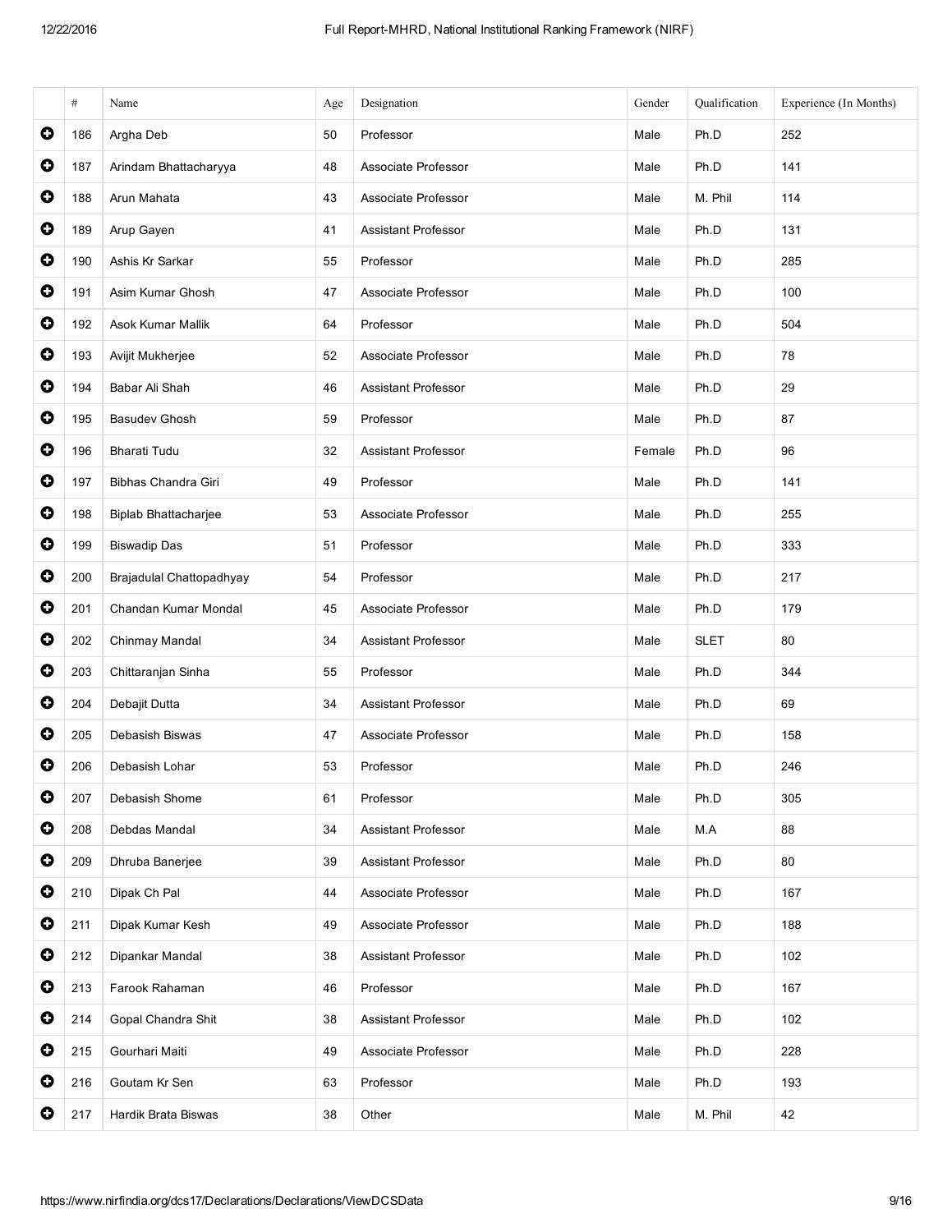| | # | Name | Age | Designation | Gender | Qualification | Experience (In Months) |
|---|---|---|---|---|---|---|---|
| | 186 | Argha Deb | 50 | Professor | Male | Ph.D | 252 |
| | 187 | Arindam Bhattacharyya | 48 | Associate Professor | Male | Ph.D | 141 |
| | 188 | Arun Mahata | 43 | Associate Professor | Male | M. Phil | 114 |
| | 189 | Arup Gayen | 41 | Assistant Professor | Male | Ph.D | 131 |
| | 190 | Ashis Kr Sarkar | 55 | Professor | Male | Ph.D | 285 |
| | 191 | Asim Kumar Ghosh | 47 | Associate Professor | Male | Ph.D | 100 |
| | 192 | Asok Kumar Mallik | 64 | Professor | Male | Ph.D | 504 |
| | 193 | Avijit Mukherjee | 52 | Associate Professor | Male | Ph.D | 78 |
| | 194 | Babar Ali Shah | 46 | Assistant Professor | Male | Ph.D | 29 |
| | 195 | Basudev Ghosh | 59 | Professor | Male | Ph.D | 87 |
| | 196 | Bharati Tudu | 32 | Assistant Professor | Female | Ph.D | 96 |
| | 197 | Bibhas Chandra Giri | 49 | Professor | Male | Ph.D | 141 |
| | 198 | Biplab Bhattacharjee | 53 | Associate Professor | Male | Ph.D | 255 |
| | 199 | Biswadip Das | 51 | Professor | Male | Ph.D | 333 |
| | 200 | Brajadulal Chattopadhyay | 54 | Professor | Male | Ph.D | 217 |
| | 201 | Chandan Kumar Mondal | 45 | Associate Professor | Male | Ph.D | 179 |
| | 202 | Chinmay Mandal | 34 | Assistant Professor | Male | SLET | 80 |
| | 203 | Chittaranjan Sinha | 55 | Professor | Male | Ph.D | 344 |
| | 204 | Debajit Dutta | 34 | Assistant Professor | Male | Ph.D | 69 |
| | 205 | Debasish Biswas | 47 | Associate Professor | Male | Ph.D | 158 |
| | 206 | Debasish Lohar | 53 | Professor | Male | Ph.D | 246 |
| | 207 | Debasish Shome | 61 | Professor | Male | Ph.D | 305 |
| | 208 | Debdas Mandal | 34 | Assistant Professor | Male | M.A | 88 |
| | 209 | Dhruba Banerjee | 39 | Assistant Professor | Male | Ph.D | 80 |
| | 210 | Dipak Ch Pal | 44 | Associate Professor | Male | Ph.D | 167 |
| | 211 | Dipak Kumar Kesh | 49 | Associate Professor | Male | Ph.D | 188 |
| | 212 | Dipankar Mandal | 38 | Assistant Professor | Male | Ph.D | 102 |
| | 213 | Farook Rahaman | 46 | Professor | Male | Ph.D | 167 |
| | 214 | Gopal Chandra Shit | 38 | Assistant Professor | Male | Ph.D | 102 |
| | 215 | Gourhari Maiti | 49 | Associate Professor | Male | Ph.D | 228 |
| | 216 | Goutam Kr Sen | 63 | Professor | Male | Ph.D | 193 |
| | 217 | Hardik Brata Biswas | 38 | Other | Male | M. Phil | 42 |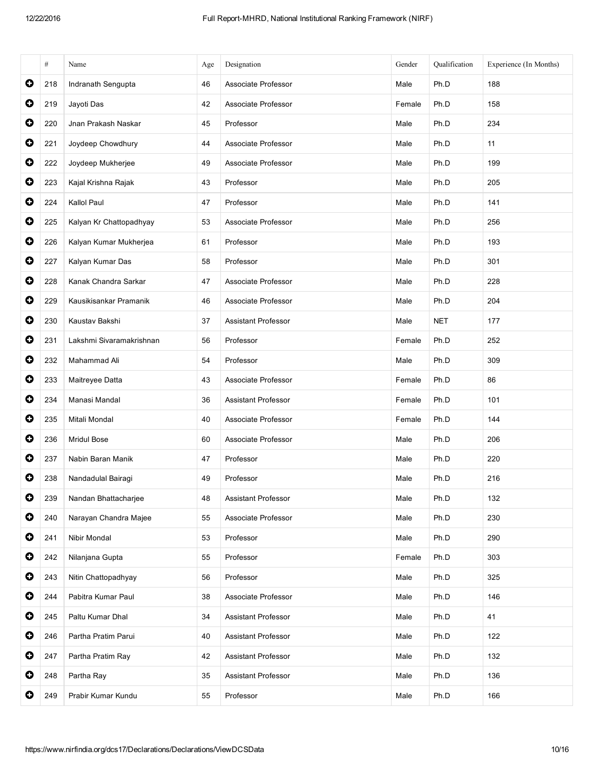| | # | Name | Age | Designation | Gender | Qualification | Experience (In Months) |
|---|---|---|---|---|---|---|---|
| ⊕ | 218 | Indranath Sengupta | 46 | Associate Professor | Male | Ph.D | 188 |
| ⊕ | 219 | Jayoti Das | 42 | Associate Professor | Female | Ph.D | 158 |
| ⊕ | 220 | Jnan Prakash Naskar | 45 | Professor | Male | Ph.D | 234 |
| ⊕ | 221 | Joydeep Chowdhury | 44 | Associate Professor | Male | Ph.D | 11 |
| ⊕ | 222 | Joydeep Mukherjee | 49 | Associate Professor | Male | Ph.D | 199 |
| ⊕ | 223 | Kajal Krishna Rajak | 43 | Professor | Male | Ph.D | 205 |
| ⊕ | 224 | Kallol Paul | 47 | Professor | Male | Ph.D | 141 |
| ⊕ | 225 | Kalyan Kr Chattopadhyay | 53 | Associate Professor | Male | Ph.D | 256 |
| ⊕ | 226 | Kalyan Kumar Mukherjea | 61 | Professor | Male | Ph.D | 193 |
| ⊕ | 227 | Kalyan Kumar Das | 58 | Professor | Male | Ph.D | 301 |
| ⊕ | 228 | Kanak Chandra Sarkar | 47 | Associate Professor | Male | Ph.D | 228 |
| ⊕ | 229 | Kausikisankar Pramanik | 46 | Associate Professor | Male | Ph.D | 204 |
| ⊕ | 230 | Kaustav Bakshi | 37 | Assistant Professor | Male | NET | 177 |
| ⊕ | 231 | Lakshmi Sivaramakrishnan | 56 | Professor | Female | Ph.D | 252 |
| ⊕ | 232 | Mahammad Ali | 54 | Professor | Male | Ph.D | 309 |
| ⊕ | 233 | Maitreyee Datta | 43 | Associate Professor | Female | Ph.D | 86 |
| ⊕ | 234 | Manasi Mandal | 36 | Assistant Professor | Female | Ph.D | 101 |
| ⊕ | 235 | Mitali Mondal | 40 | Associate Professor | Female | Ph.D | 144 |
| ⊕ | 236 | Mridul Bose | 60 | Associate Professor | Male | Ph.D | 206 |
| ⊕ | 237 | Nabin Baran Manik | 47 | Professor | Male | Ph.D | 220 |
| ⊕ | 238 | Nandadulal Bairagi | 49 | Professor | Male | Ph.D | 216 |
| ⊕ | 239 | Nandan Bhattacharjee | 48 | Assistant Professor | Male | Ph.D | 132 |
| ⊕ | 240 | Narayan Chandra Majee | 55 | Associate Professor | Male | Ph.D | 230 |
| ⊕ | 241 | Nibir Mondal | 53 | Professor | Male | Ph.D | 290 |
| ⊕ | 242 | Nilanjana Gupta | 55 | Professor | Female | Ph.D | 303 |
| ⊕ | 243 | Nitin Chattopadhyay | 56 | Professor | Male | Ph.D | 325 |
| ⊕ | 244 | Pabitra Kumar Paul | 38 | Associate Professor | Male | Ph.D | 146 |
| ⊕ | 245 | Paltu Kumar Dhal | 34 | Assistant Professor | Male | Ph.D | 41 |
| ⊕ | 246 | Partha Pratim Parui | 40 | Assistant Professor | Male | Ph.D | 122 |
| ⊕ | 247 | Partha Pratim Ray | 42 | Assistant Professor | Male | Ph.D | 132 |
| ⊕ | 248 | Partha Ray | 35 | Assistant Professor | Male | Ph.D | 136 |
| ⊕ | 249 | Prabir Kumar Kundu | 55 | Professor | Male | Ph.D | 166 |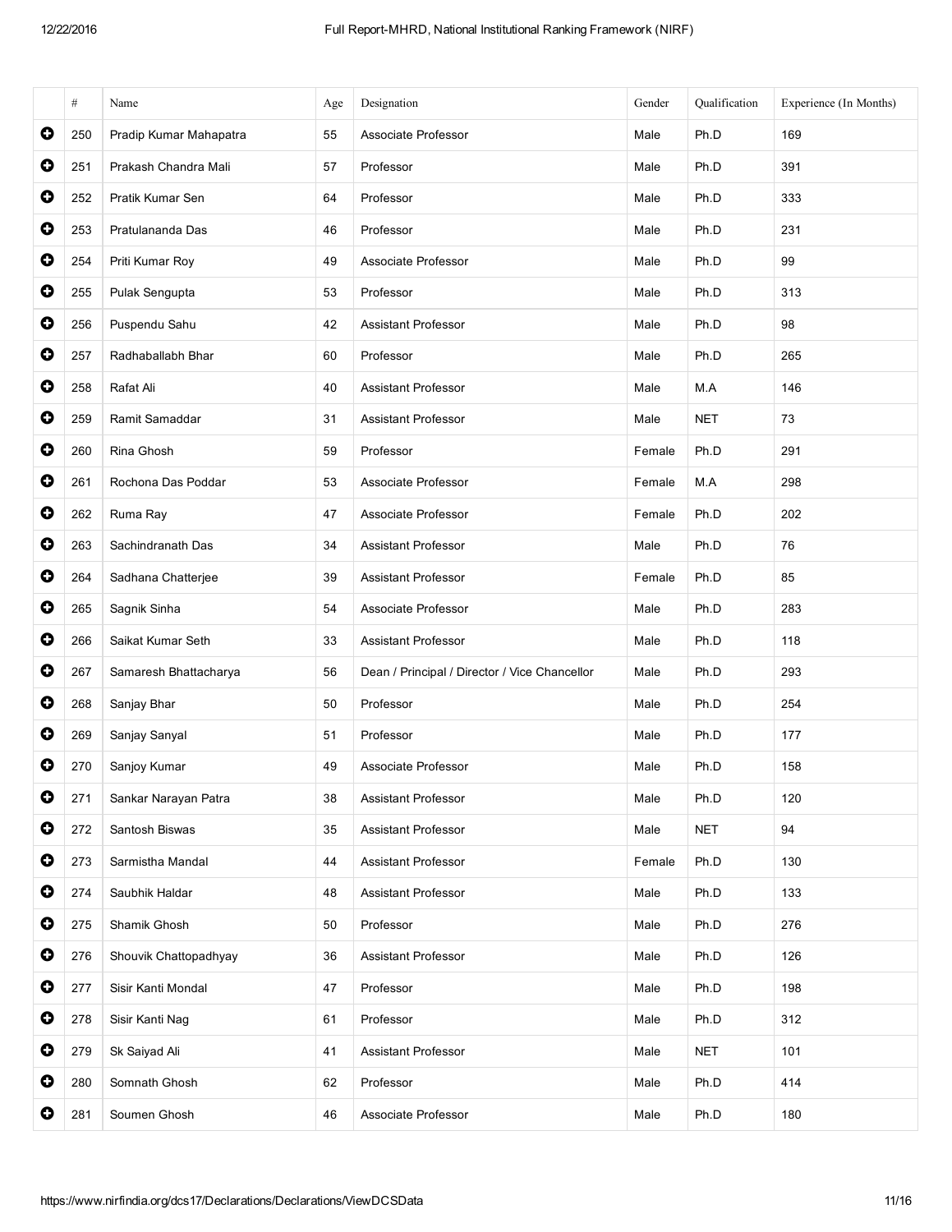| | # | Name | Age | Designation | Gender | Qualification | Experience (In Months) |
|---|---|---|---|---|---|---|---|
| ⊕ | 250 | Pradip Kumar Mahapatra | 55 | Associate Professor | Male | Ph.D | 169 |
| ⊕ | 251 | Prakash Chandra Mali | 57 | Professor | Male | Ph.D | 391 |
| ⊕ | 252 | Pratik Kumar Sen | 64 | Professor | Male | Ph.D | 333 |
| ⊕ | 253 | Pratulananda Das | 46 | Professor | Male | Ph.D | 231 |
| ⊕ | 254 | Priti Kumar Roy | 49 | Associate Professor | Male | Ph.D | 99 |
| ⊕ | 255 | Pulak Sengupta | 53 | Professor | Male | Ph.D | 313 |
| ⊕ | 256 | Puspendu Sahu | 42 | Assistant Professor | Male | Ph.D | 98 |
| ⊕ | 257 | Radhaballabh Bhar | 60 | Professor | Male | Ph.D | 265 |
| ⊕ | 258 | Rafat Ali | 40 | Assistant Professor | Male | M.A | 146 |
| ⊕ | 259 | Ramit Samaddar | 31 | Assistant Professor | Male | NET | 73 |
| ⊕ | 260 | Rina Ghosh | 59 | Professor | Female | Ph.D | 291 |
| ⊕ | 261 | Rochona Das Poddar | 53 | Associate Professor | Female | M.A | 298 |
| ⊕ | 262 | Ruma Ray | 47 | Associate Professor | Female | Ph.D | 202 |
| ⊕ | 263 | Sachindranath Das | 34 | Assistant Professor | Male | Ph.D | 76 |
| ⊕ | 264 | Sadhana Chatterjee | 39 | Assistant Professor | Female | Ph.D | 85 |
| ⊕ | 265 | Sagnik Sinha | 54 | Associate Professor | Male | Ph.D | 283 |
| ⊕ | 266 | Saikat Kumar Seth | 33 | Assistant Professor | Male | Ph.D | 118 |
| ⊕ | 267 | Samaresh Bhattacharya | 56 | Dean / Principal / Director / Vice Chancellor | Male | Ph.D | 293 |
| ⊕ | 268 | Sanjay Bhar | 50 | Professor | Male | Ph.D | 254 |
| ⊕ | 269 | Sanjay Sanyal | 51 | Professor | Male | Ph.D | 177 |
| ⊕ | 270 | Sanjoy Kumar | 49 | Associate Professor | Male | Ph.D | 158 |
| ⊕ | 271 | Sankar Narayan Patra | 38 | Assistant Professor | Male | Ph.D | 120 |
| ⊕ | 272 | Santosh Biswas | 35 | Assistant Professor | Male | NET | 94 |
| ⊕ | 273 | Sarmistha Mandal | 44 | Assistant Professor | Female | Ph.D | 130 |
| ⊕ | 274 | Saubhik Haldar | 48 | Assistant Professor | Male | Ph.D | 133 |
| ⊕ | 275 | Shamik Ghosh | 50 | Professor | Male | Ph.D | 276 |
| ⊕ | 276 | Shouvik Chattopadhyay | 36 | Assistant Professor | Male | Ph.D | 126 |
| ⊕ | 277 | Sisir Kanti Mondal | 47 | Professor | Male | Ph.D | 198 |
| ⊕ | 278 | Sisir Kanti Nag | 61 | Professor | Male | Ph.D | 312 |
| ⊕ | 279 | Sk Saiyad Ali | 41 | Assistant Professor | Male | NET | 101 |
| ⊕ | 280 | Somnath Ghosh | 62 | Professor | Male | Ph.D | 414 |
| ⊕ | 281 | Soumen Ghosh | 46 | Associate Professor | Male | Ph.D | 180 |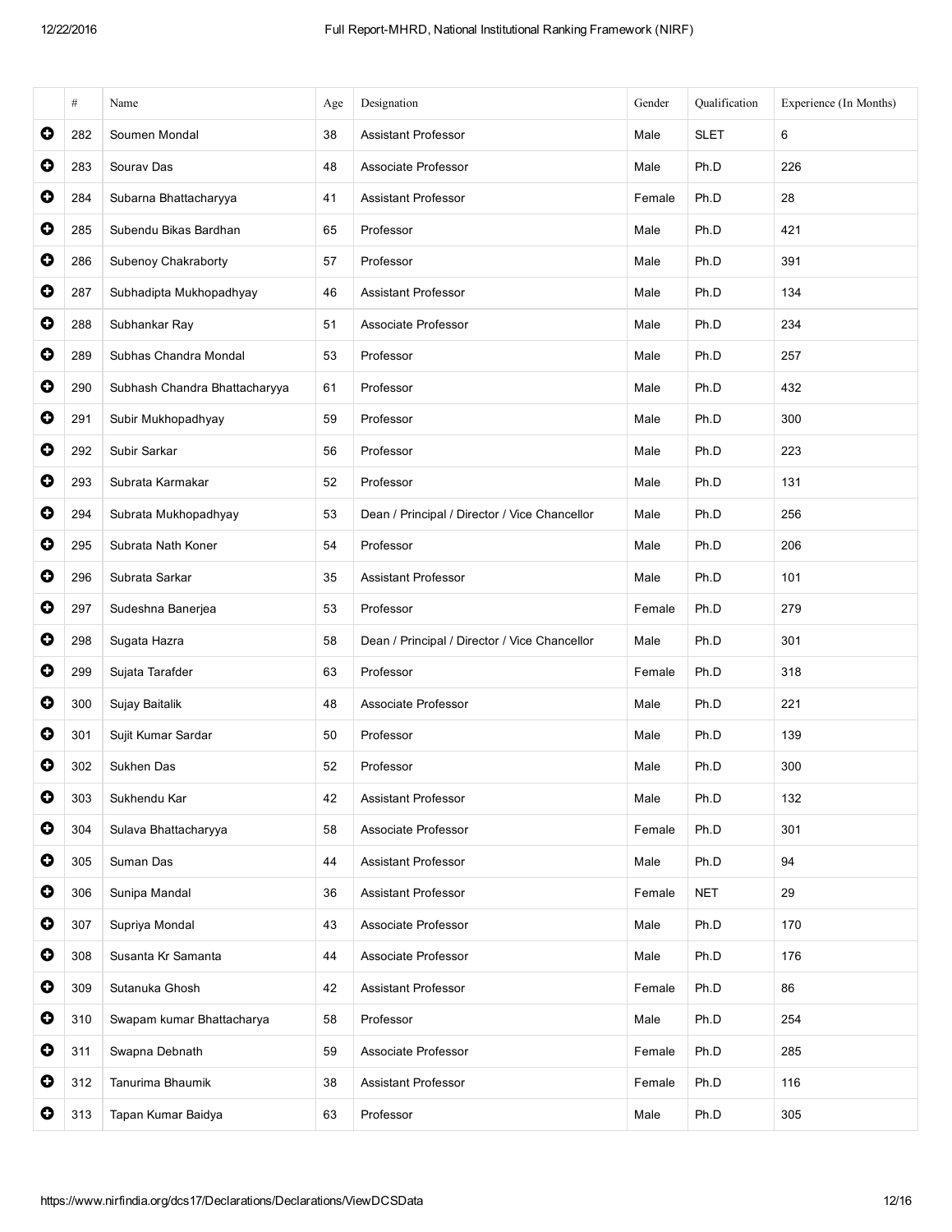| | # | Name | Age | Designation | Gender | Qualification | Experience (In Months) |
|---|---|---|---|---|---|---|---|
| ✚ | 282 | Soumen Mondal | 38 | Assistant Professor | Male | SLET | 6 |
| ✚ | 283 | Sourav Das | 48 | Associate Professor | Male | Ph.D | 226 |
| ✚ | 284 | Subarna Bhattacharyya | 41 | Assistant Professor | Female | Ph.D | 28 |
| ✚ | 285 | Subendu Bikas Bardhan | 65 | Professor | Male | Ph.D | 421 |
| ✚ | 286 | Subenoy Chakraborty | 57 | Professor | Male | Ph.D | 391 |
| ✚ | 287 | Subhadipta Mukhopadhyay | 46 | Assistant Professor | Male | Ph.D | 134 |
| ✚ | 288 | Subhankar Ray | 51 | Associate Professor | Male | Ph.D | 234 |
| ✚ | 289 | Subhas Chandra Mondal | 53 | Professor | Male | Ph.D | 257 |
| ✚ | 290 | Subhash Chandra Bhattacharyya | 61 | Professor | Male | Ph.D | 432 |
| ✚ | 291 | Subir Mukhopadhyay | 59 | Professor | Male | Ph.D | 300 |
| ✚ | 292 | Subir Sarkar | 56 | Professor | Male | Ph.D | 223 |
| ✚ | 293 | Subrata Karmakar | 52 | Professor | Male | Ph.D | 131 |
| ✚ | 294 | Subrata Mukhopadhyay | 53 | Dean / Principal / Director / Vice Chancellor | Male | Ph.D | 256 |
| ✚ | 295 | Subrata Nath Koner | 54 | Professor | Male | Ph.D | 206 |
| ✚ | 296 | Subrata Sarkar | 35 | Assistant Professor | Male | Ph.D | 101 |
| ✚ | 297 | Sudeshna Banerjea | 53 | Professor | Female | Ph.D | 279 |
| ✚ | 298 | Sugata Hazra | 58 | Dean / Principal / Director / Vice Chancellor | Male | Ph.D | 301 |
| ✚ | 299 | Sujata Tarafder | 63 | Professor | Female | Ph.D | 318 |
| ✚ | 300 | Sujay Baitalik | 48 | Associate Professor | Male | Ph.D | 221 |
| ✚ | 301 | Sujit Kumar Sardar | 50 | Professor | Male | Ph.D | 139 |
| ✚ | 302 | Sukhen Das | 52 | Professor | Male | Ph.D | 300 |
| ✚ | 303 | Sukhendu Kar | 42 | Assistant Professor | Male | Ph.D | 132 |
| ✚ | 304 | Sulava Bhattacharyya | 58 | Associate Professor | Female | Ph.D | 301 |
| ✚ | 305 | Suman Das | 44 | Assistant Professor | Male | Ph.D | 94 |
| ✚ | 306 | Sunipa Mandal | 36 | Assistant Professor | Female | NET | 29 |
| ✚ | 307 | Supriya Mondal | 43 | Associate Professor | Male | Ph.D | 170 |
| ✚ | 308 | Susanta Kr Samanta | 44 | Associate Professor | Male | Ph.D | 176 |
| ✚ | 309 | Sutanuka Ghosh | 42 | Assistant Professor | Female | Ph.D | 86 |
| ✚ | 310 | Swapam kumar Bhattacharya | 58 | Professor | Male | Ph.D | 254 |
| ✚ | 311 | Swapna Debnath | 59 | Associate Professor | Female | Ph.D | 285 |
| ✚ | 312 | Tanurima Bhaumik | 38 | Assistant Professor | Female | Ph.D | 116 |
| ✚ | 313 | Tapan Kumar Baidya | 63 | Professor | Male | Ph.D | 305 |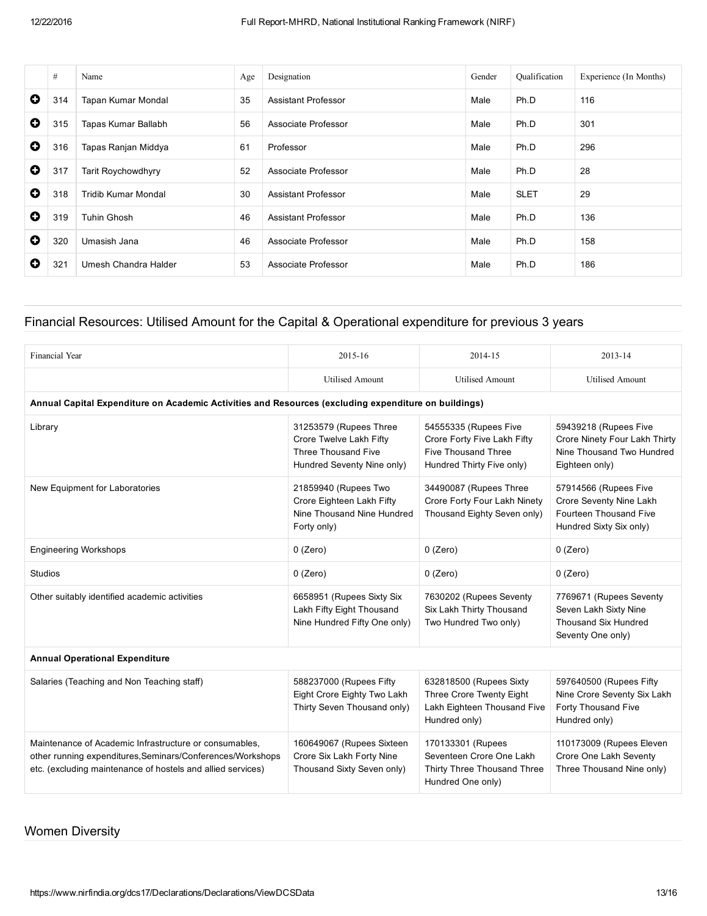| | # | Name | Age | Designation | Gender | Qualification | Experience (In Months) |
|---|---|---|---|---|---|---|---|
| ⊕ | 314 | Tapan Kumar Mondal | 35 | Assistant Professor | Male | Ph.D | 116 |
| ⊕ | 315 | Tapas Kumar Ballabh | 56 | Associate Professor | Male | Ph.D | 301 |
| ⊕ | 316 | Tapas Ranjan Middya | 61 | Professor | Male | Ph.D | 296 |
| ⊕ | 317 | Tarit Roychowdhyry | 52 | Associate Professor | Male | Ph.D | 28 |
| ⊕ | 318 | Tridib Kumar Mondal | 30 | Assistant Professor | Male | SLET | 29 |
| ⊕ | 319 | Tuhin Ghosh | 46 | Assistant Professor | Male | Ph.D | 136 |
| ⊕ | 320 | Umasish Jana | 46 | Associate Professor | Male | Ph.D | 158 |
| ⊕ | 321 | Umesh Chandra Halder | 53 | Associate Professor | Male | Ph.D | 186 |

## Financial Resources: Utilised Amount for the Capital & Operational expenditure for previous 3 years

| Financial Year | 2015-16 | 2014-15 | 2013-14 |
|---|---|---|---|
| | Utilised Amount | Utilised Amount | Utilised Amount |
| **Annual Capital Expenditure on Academic Activities and Resources (excluding expenditure on buildings)** | | | |
| Library | 31253579 (Rupees Three Crore Twelve Lakh Fifty Three Thousand Five Hundred Seventy Nine only) | 54555335 (Rupees Five Crore Forty Five Lakh Fifty Five Thousand Three Hundred Thirty Five only) | 59439218 (Rupees Five Crore Ninety Four Lakh Thirty Nine Thousand Two Hundred Eighteen only) |
| New Equipment for Laboratories | 21859940 (Rupees Two Crore Eighteen Lakh Fifty Nine Thousand Nine Hundred Forty only) | 34490087 (Rupees Three Crore Forty Four Lakh Ninety Thousand Eighty Seven only) | 57914566 (Rupees Five Crore Seventy Nine Lakh Fourteen Thousand Five Hundred Sixty Six only) |
| Engineering Workshops | 0 (Zero) | 0 (Zero) | 0 (Zero) |
| Studios | 0 (Zero) | 0 (Zero) | 0 (Zero) |
| Other suitably identified academic activities | 6658951 (Rupees Sixty Six Lakh Fifty Eight Thousand Nine Hundred Fifty One only) | 7630202 (Rupees Seventy Six Lakh Thirty Thousand Two Hundred Two only) | 7769671 (Rupees Seventy Seven Lakh Sixty Nine Thousand Six Hundred Seventy One only) |
| **Annual Operational Expenditure** | | | |
| Salaries (Teaching and Non Teaching staff) | 588237000 (Rupees Fifty Eight Crore Eighty Two Lakh Thirty Seven Thousand only) | 632818500 (Rupees Sixty Three Crore Twenty Eight Lakh Eighteen Thousand Five Hundred only) | 597640500 (Rupees Fifty Nine Crore Seventy Six Lakh Forty Thousand Five Hundred only) |
| Maintenance of Academic Infrastructure or consumables, other running expenditures,Seminars/Conferences/Workshops etc. (excluding maintenance of hostels and allied services) | 160649067 (Rupees Sixteen Crore Six Lakh Forty Nine Thousand Sixty Seven only) | 170133301 (Rupees Seventeen Crore One Lakh Thirty Three Thousand Three Hundred One only) | 110173009 (Rupees Eleven Crore One Lakh Seventy Three Thousand Nine only) |

## Women Diversity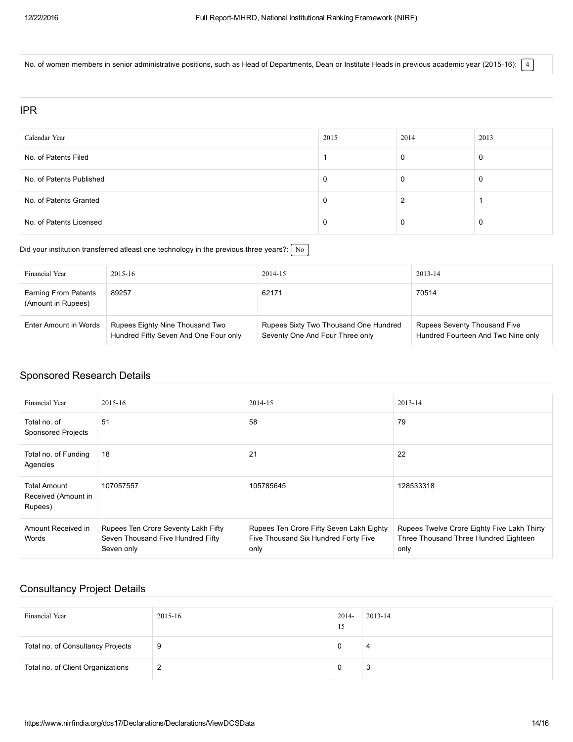No. of women members in senior administrative positions, such as Head of Departments, Dean or Institute Heads in previous academic year (2015-16): 4

## IPR

| Calendar Year | 2015 | 2014 | 2013 |
|---|---|---|---|
| No. of Patents Filed | 1 | 0 | 0 |
| No. of Patents Published | 0 | 0 | 0 |
| No. of Patents Granted | 0 | 2 | 1 |
| No. of Patents Licensed | 0 | 0 | 0 |

Did your institution transferred atleast one technology in the previous three years?: No

| Financial Year | 2015-16 | 2014-15 | 2013-14 |
|---|---|---|---|
| Earning From Patents (Amount in Rupees) | 89257 | 62171 | 70514 |
| Enter Amount in Words | Rupees Eighty Nine Thousand Two Hundred Fifty Seven And One Four only | Rupees Sixty Two Thousand One Hundred Seventy One And Four Three only | Rupees Seventy Thousand Five Hundred Fourteen And Two Nine only |

## Sponsored Research Details

| Financial Year | 2015-16 | 2014-15 | 2013-14 |
|---|---|---|---|
| Total no. of Sponsored Projects | 51 | 58 | 79 |
| Total no. of Funding Agencies | 18 | 21 | 22 |
| Total Amount Received (Amount in Rupees) | 107057557 | 105785645 | 128533318 |
| Amount Received in Words | Rupees Ten Crore Seventy Lakh Fifty Seven Thousand Five Hundred Fifty Seven only | Rupees Ten Crore Fifty Seven Lakh Eighty Five Thousand Six Hundred Forty Five only | Rupees Twelve Crore Eighty Five Lakh Thirty Three Thousand Three Hundred Eighteen only |

## Consultancy Project Details

| Financial Year | 2015-16 | 2014-15 | 2013-14 |
|---|---|---|---|
| Total no. of Consultancy Projects | 9 | 0 | 4 |
| Total no. of Client Organizations | 2 | 0 | 3 |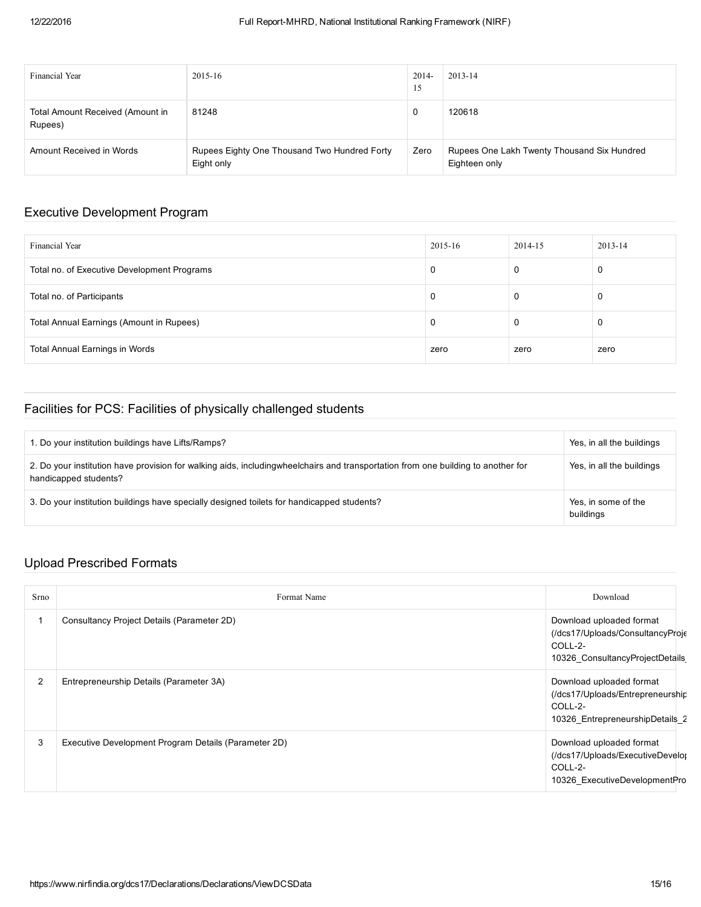| Financial Year | 2015-16 | 2014-15 | 2013-14 |
|---|---|---|---|
| Total Amount Received (Amount in Rupees) | 81248 | 0 | 120618 |
| Amount Received in Words | Rupees Eighty One Thousand Two Hundred Forty Eight only | Zero | Rupees One Lakh Twenty Thousand Six Hundred Eighteen only |

## Executive Development Program

| Financial Year | 2015-16 | 2014-15 | 2013-14 |
|---|---|---|---|
| Total no. of Executive Development Programs | 0 | 0 | 0 |
| Total no. of Participants | 0 | 0 | 0 |
| Total Annual Earnings (Amount in Rupees) | 0 | 0 | 0 |
| Total Annual Earnings in Words | zero | zero | zero |

## Facilities for PCS: Facilities of physically challenged students

| | |
|---|---|
| 1. Do your institution buildings have Lifts/Ramps? | Yes, in all the buildings |
| 2. Do your institution have provision for walking aids, includingwheelchairs and transportation from one building to another for handicapped students? | Yes, in all the buildings |
| 3. Do your institution buildings have specially designed toilets for handicapped students? | Yes, in some of the buildings |

## Upload Prescribed Formats

| Srno | Format Name | Download |
|---|---|---|
| 1 | Consultancy Project Details (Parameter 2D) | Download uploaded format (/dcs17/Uploads/ConsultancyProje COLL-2-10326_ConsultancyProjectDetails_ |
| 2 | Entrepreneurship Details (Parameter 3A) | Download uploaded format (/dcs17/Uploads/Entrepreneurship COLL-2-10326_EntrepreneurshipDetails_2 |
| 3 | Executive Development Program Details (Parameter 2D) | Download uploaded format (/dcs17/Uploads/ExecutiveDevelop COLL-2-10326_ExecutiveDevelopmentPro |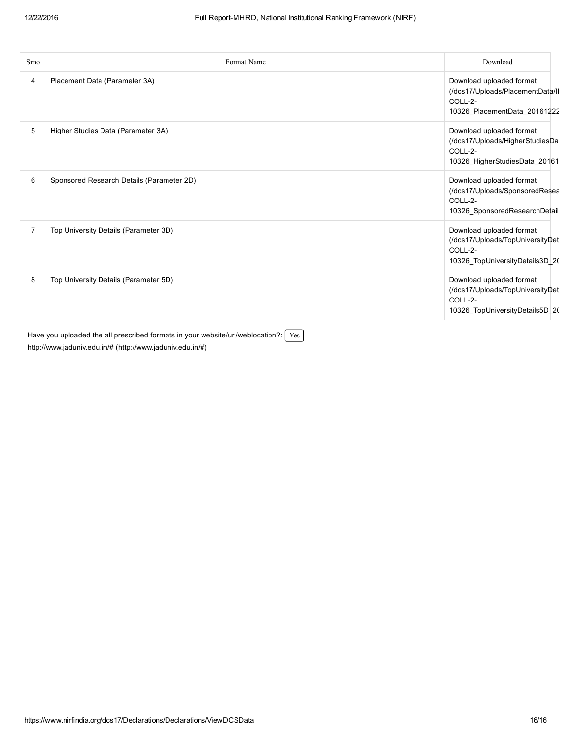| Srno | Format Name | Download |
|---|---|---|
| 4 | Placement Data (Parameter 3A) | Download uploaded format (/dcs17/Uploads/PlacementData/I COLL-2-10326_PlacementData_20161222 |
| 5 | Higher Studies Data (Parameter 3A) | Download uploaded format (/dcs17/Uploads/HigherStudiesDa COLL-2-10326_HigherStudiesData_20161 |
| 6 | Sponsored Research Details (Parameter 2D) | Download uploaded format (/dcs17/Uploads/SponsoredResea COLL-2-10326_SponsoredResearchDetail |
| 7 | Top University Details (Parameter 3D) | Download uploaded format (/dcs17/Uploads/TopUniversityDet COLL-2-10326_TopUniversityDetails3D_2 |
| 8 | Top University Details (Parameter 5D) | Download uploaded format (/dcs17/Uploads/TopUniversityDet COLL-2-10326_TopUniversityDetails5D_2 |

Have you uploaded the all prescribed formats in your website/url/weblocation?: Yes
http://www.jaduniv.edu.in/# (http://www.jaduniv.edu.in/#)